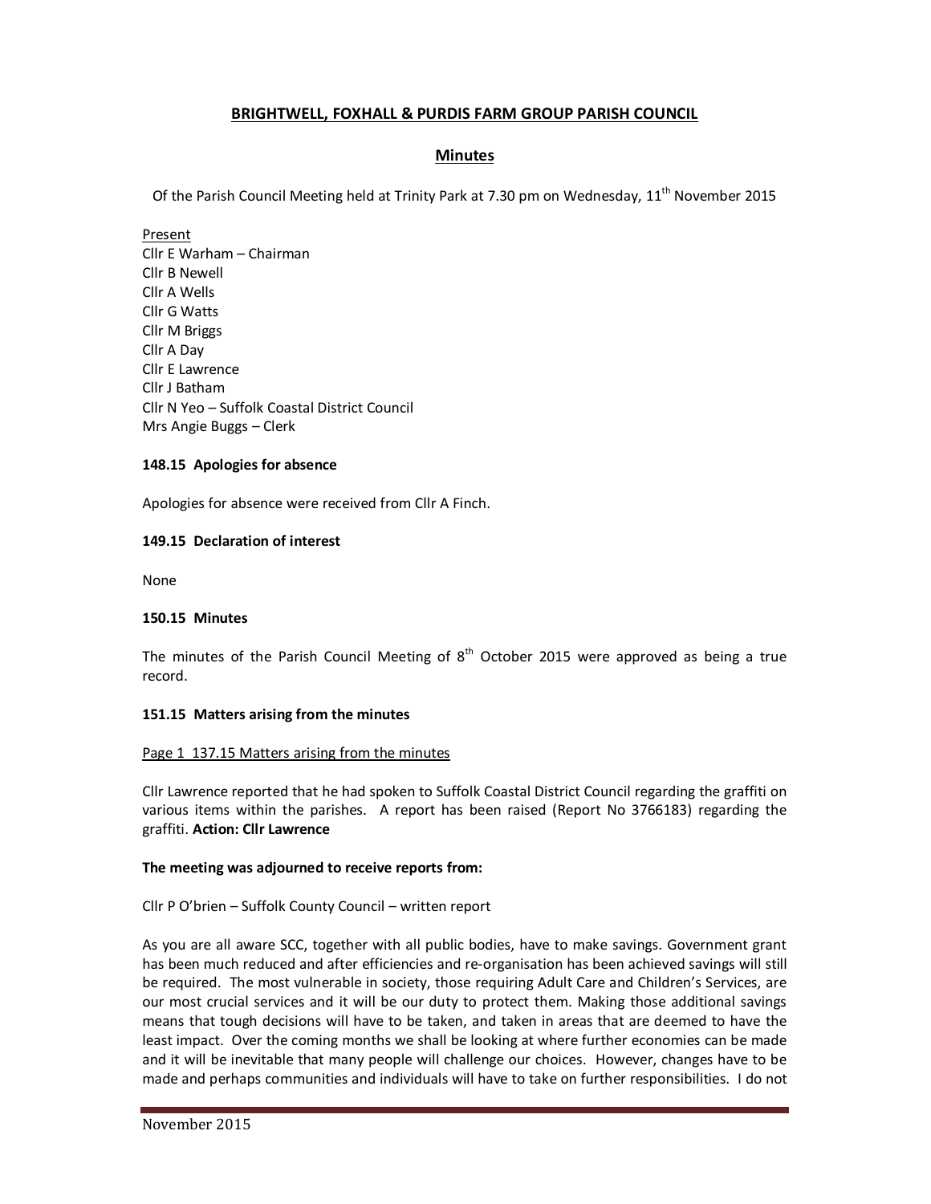# BRIGHTWELL, FOXHALL & PURDIS FARM GROUP PARISH COUNCIL

## Minutes

Of the Parish Council Meeting held at Trinity Park at 7.30 pm on Wednesday, 11th November 2015

Present
Cllr E Warham – Chairman
Cllr B Newell
Cllr A Wells
Cllr G Watts
Cllr M Briggs
Cllr A Day
Cllr E Lawrence
Cllr J Batham
Cllr N Yeo – Suffolk Coastal District Council
Mrs Angie Buggs – Clerk

**148.15 Apologies for absence**

Apologies for absence were received from Cllr A Finch.

**149.15 Declaration of interest**

None

**150.15 Minutes**

The minutes of the Parish Council Meeting of 8th October 2015 were approved as being a true record.

**151.15 Matters arising from the minutes**

Page 1 137.15 Matters arising from the minutes

Cllr Lawrence reported that he had spoken to Suffolk Coastal District Council regarding the graffiti on various items within the parishes. A report has been raised (Report No 3766183) regarding the graffiti. **Action: Cllr Lawrence**

**The meeting was adjourned to receive reports from:**

Cllr P O'brien – Suffolk County Council – written report

As you are all aware SCC, together with all public bodies, have to make savings. Government grant has been much reduced and after efficiencies and re-organisation has been achieved savings will still be required. The most vulnerable in society, those requiring Adult Care and Children's Services, are our most crucial services and it will be our duty to protect them. Making those additional savings means that tough decisions will have to be taken, and taken in areas that are deemed to have the least impact. Over the coming months we shall be looking at where further economies can be made and it will be inevitable that many people will challenge our choices. However, changes have to be made and perhaps communities and individuals will have to take on further responsibilities. I do not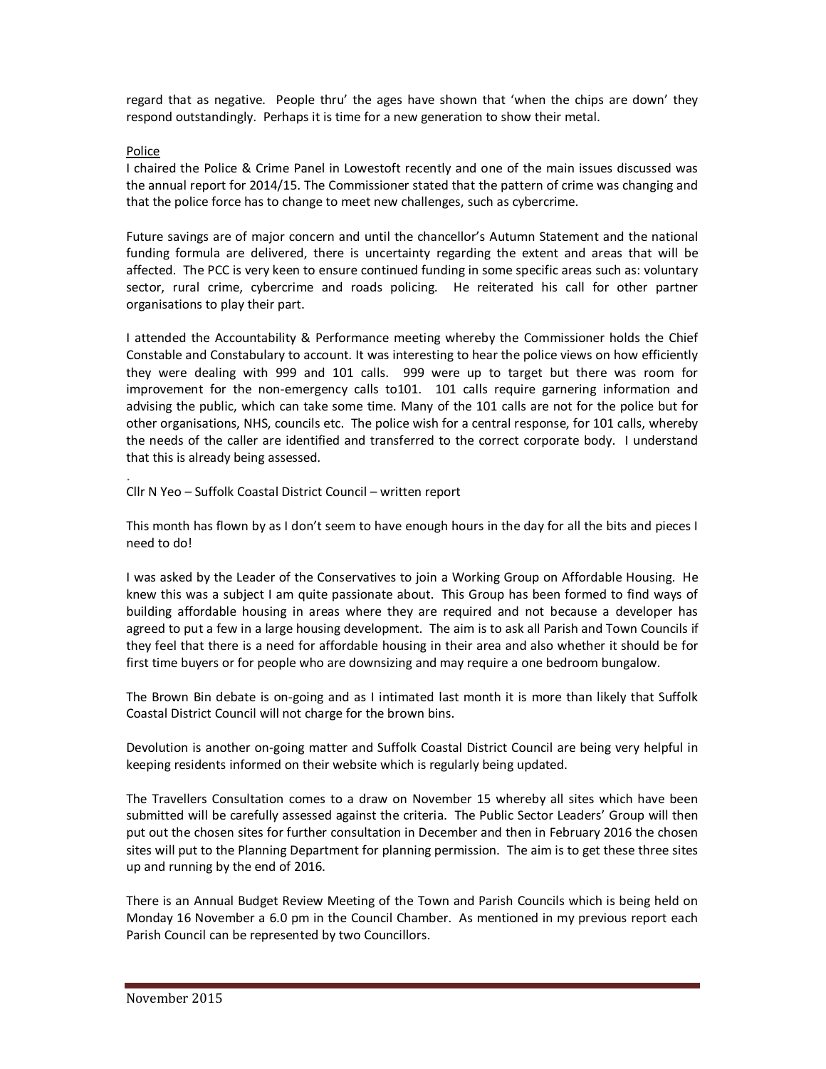regard that as negative. People thru' the ages have shown that 'when the chips are down' they respond outstandingly. Perhaps it is time for a new generation to show their metal.

Police

I chaired the Police & Crime Panel in Lowestoft recently and one of the main issues discussed was the annual report for 2014/15. The Commissioner stated that the pattern of crime was changing and that the police force has to change to meet new challenges, such as cybercrime.

Future savings are of major concern and until the chancellor's Autumn Statement and the national funding formula are delivered, there is uncertainty regarding the extent and areas that will be affected. The PCC is very keen to ensure continued funding in some specific areas such as: voluntary sector, rural crime, cybercrime and roads policing. He reiterated his call for other partner organisations to play their part.

I attended the Accountability & Performance meeting whereby the Commissioner holds the Chief Constable and Constabulary to account. It was interesting to hear the police views on how efficiently they were dealing with 999 and 101 calls. 999 were up to target but there was room for improvement for the non-emergency calls to101. 101 calls require garnering information and advising the public, which can take some time. Many of the 101 calls are not for the police but for other organisations, NHS, councils etc. The police wish for a central response, for 101 calls, whereby the needs of the caller are identified and transferred to the correct corporate body. I understand that this is already being assessed.

.

Cllr N Yeo – Suffolk Coastal District Council – written report

This month has flown by as I don't seem to have enough hours in the day for all the bits and pieces I need to do!

I was asked by the Leader of the Conservatives to join a Working Group on Affordable Housing. He knew this was a subject I am quite passionate about. This Group has been formed to find ways of building affordable housing in areas where they are required and not because a developer has agreed to put a few in a large housing development. The aim is to ask all Parish and Town Councils if they feel that there is a need for affordable housing in their area and also whether it should be for first time buyers or for people who are downsizing and may require a one bedroom bungalow.

The Brown Bin debate is on-going and as I intimated last month it is more than likely that Suffolk Coastal District Council will not charge for the brown bins.

Devolution is another on-going matter and Suffolk Coastal District Council are being very helpful in keeping residents informed on their website which is regularly being updated.

The Travellers Consultation comes to a draw on November 15 whereby all sites which have been submitted will be carefully assessed against the criteria. The Public Sector Leaders' Group will then put out the chosen sites for further consultation in December and then in February 2016 the chosen sites will put to the Planning Department for planning permission. The aim is to get these three sites up and running by the end of 2016.

There is an Annual Budget Review Meeting of the Town and Parish Councils which is being held on Monday 16 November a 6.0 pm in the Council Chamber. As mentioned in my previous report each Parish Council can be represented by two Councillors.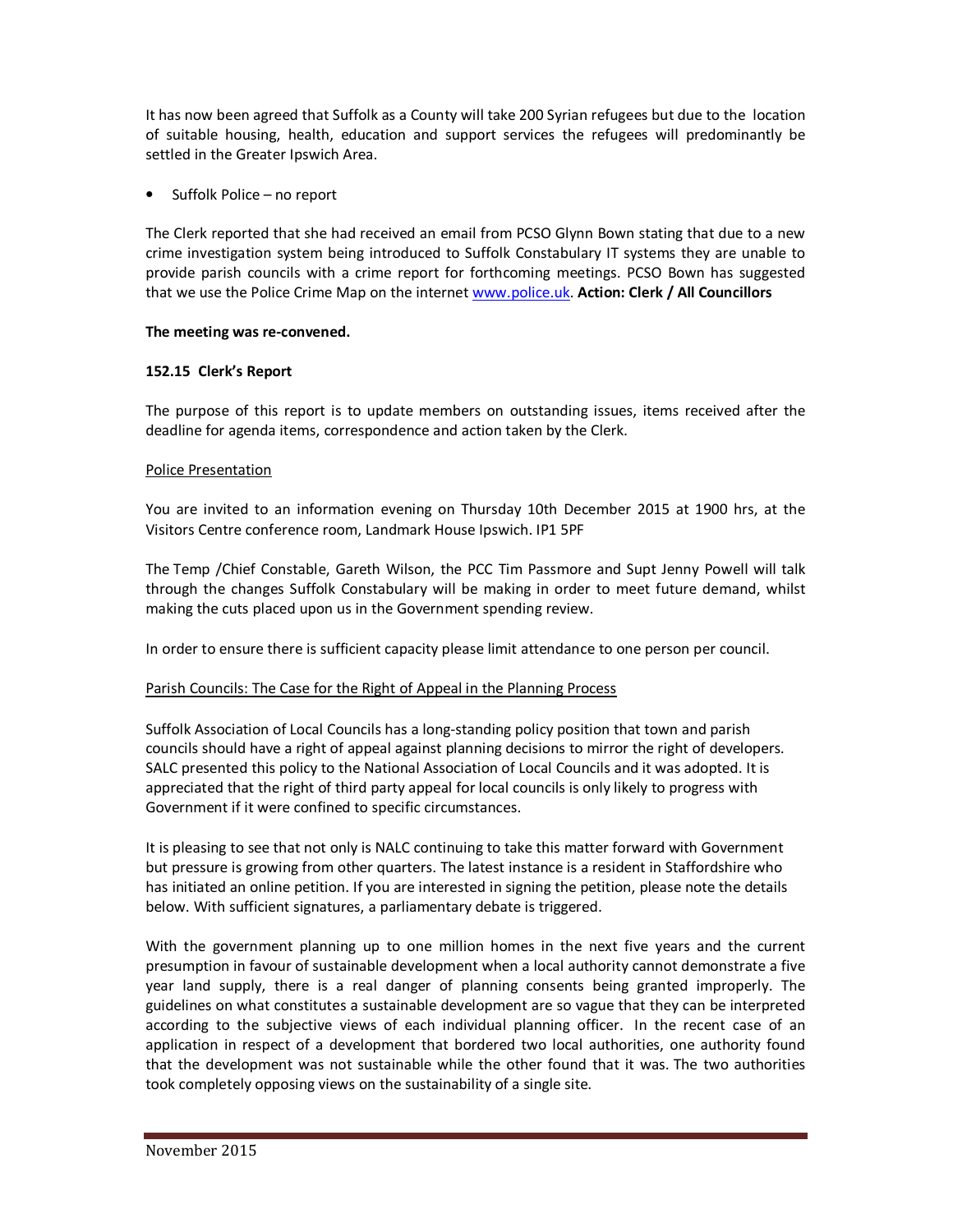It has now been agreed that Suffolk as a County will take 200 Syrian refugees but due to the location of suitable housing, health, education and support services the refugees will predominantly be settled in the Greater Ipswich Area.

- Suffolk Police – no report

The Clerk reported that she had received an email from PCSO Glynn Bown stating that due to a new crime investigation system being introduced to Suffolk Constabulary IT systems they are unable to provide parish councils with a crime report for forthcoming meetings. PCSO Bown has suggested that we use the Police Crime Map on the internet www.police.uk. **Action: Clerk / All Councillors**

**The meeting was re-convened.**

**152.15 Clerk's Report**

The purpose of this report is to update members on outstanding issues, items received after the deadline for agenda items, correspondence and action taken by the Clerk.

Police Presentation

You are invited to an information evening on Thursday 10th December 2015 at 1900 hrs, at the Visitors Centre conference room, Landmark House Ipswich. IP1 5PF

The Temp /Chief Constable, Gareth Wilson, the PCC Tim Passmore and Supt Jenny Powell will talk through the changes Suffolk Constabulary will be making in order to meet future demand, whilst making the cuts placed upon us in the Government spending review.

In order to ensure there is sufficient capacity please limit attendance to one person per council.

Parish Councils: The Case for the Right of Appeal in the Planning Process

Suffolk Association of Local Councils has a long-standing policy position that town and parish councils should have a right of appeal against planning decisions to mirror the right of developers. SALC presented this policy to the National Association of Local Councils and it was adopted. It is appreciated that the right of third party appeal for local councils is only likely to progress with Government if it were confined to specific circumstances.

It is pleasing to see that not only is NALC continuing to take this matter forward with Government but pressure is growing from other quarters. The latest instance is a resident in Staffordshire who has initiated an online petition. If you are interested in signing the petition, please note the details below. With sufficient signatures, a parliamentary debate is triggered.

With the government planning up to one million homes in the next five years and the current presumption in favour of sustainable development when a local authority cannot demonstrate a five year land supply, there is a real danger of planning consents being granted improperly. The guidelines on what constitutes a sustainable development are so vague that they can be interpreted according to the subjective views of each individual planning officer. In the recent case of an application in respect of a development that bordered two local authorities, one authority found that the development was not sustainable while the other found that it was. The two authorities took completely opposing views on the sustainability of a single site.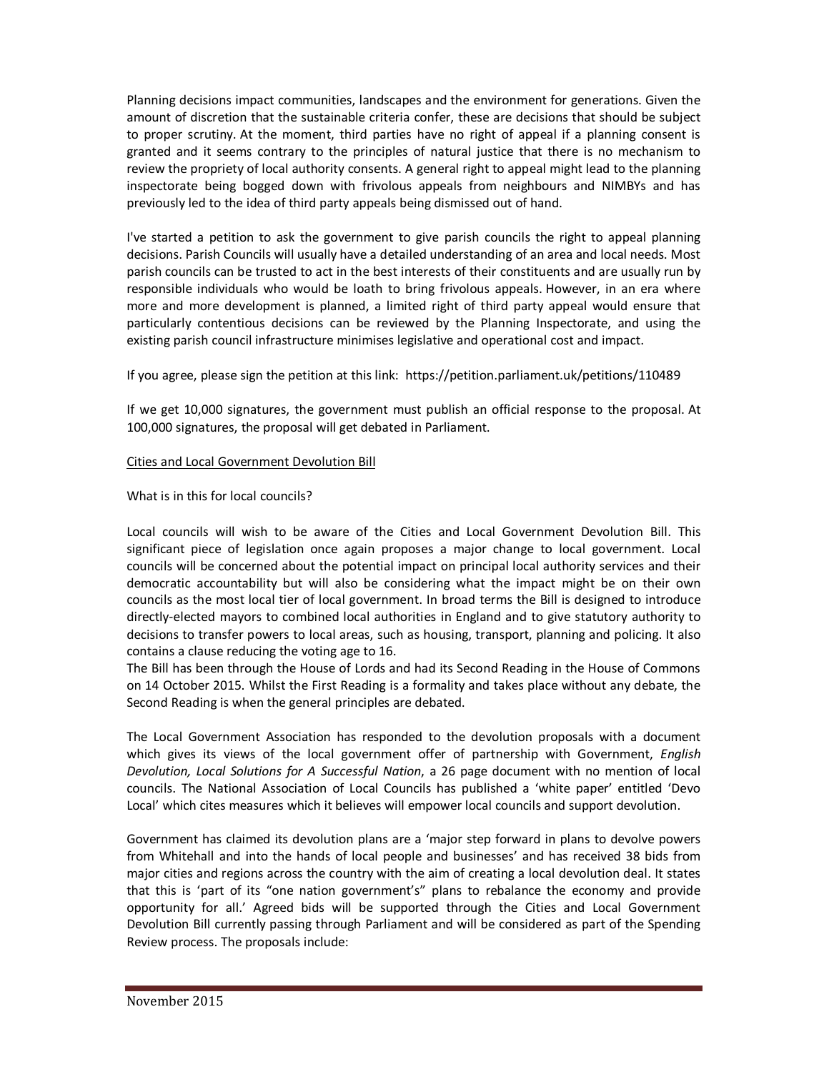Planning decisions impact communities, landscapes and the environment for generations. Given the amount of discretion that the sustainable criteria confer, these are decisions that should be subject to proper scrutiny. At the moment, third parties have no right of appeal if a planning consent is granted and it seems contrary to the principles of natural justice that there is no mechanism to review the propriety of local authority consents. A general right to appeal might lead to the planning inspectorate being bogged down with frivolous appeals from neighbours and NIMBYs and has previously led to the idea of third party appeals being dismissed out of hand.

I've started a petition to ask the government to give parish councils the right to appeal planning decisions. Parish Councils will usually have a detailed understanding of an area and local needs. Most parish councils can be trusted to act in the best interests of their constituents and are usually run by responsible individuals who would be loath to bring frivolous appeals. However, in an era where more and more development is planned, a limited right of third party appeal would ensure that particularly contentious decisions can be reviewed by the Planning Inspectorate, and using the existing parish council infrastructure minimises legislative and operational cost and impact.

If you agree, please sign the petition at this link: https://petition.parliament.uk/petitions/110489

If we get 10,000 signatures, the government must publish an official response to the proposal. At 100,000 signatures, the proposal will get debated in Parliament.

## Cities and Local Government Devolution Bill

What is in this for local councils?

Local councils will wish to be aware of the Cities and Local Government Devolution Bill. This significant piece of legislation once again proposes a major change to local government. Local councils will be concerned about the potential impact on principal local authority services and their democratic accountability but will also be considering what the impact might be on their own councils as the most local tier of local government. In broad terms the Bill is designed to introduce directly-elected mayors to combined local authorities in England and to give statutory authority to decisions to transfer powers to local areas, such as housing, transport, planning and policing. It also contains a clause reducing the voting age to 16.
The Bill has been through the House of Lords and had its Second Reading in the House of Commons on 14 October 2015. Whilst the First Reading is a formality and takes place without any debate, the Second Reading is when the general principles are debated.

The Local Government Association has responded to the devolution proposals with a document which gives its views of the local government offer of partnership with Government, *English Devolution, Local Solutions for A Successful Nation*, a 26 page document with no mention of local councils. The National Association of Local Councils has published a 'white paper' entitled 'Devo Local' which cites measures which it believes will empower local councils and support devolution.

Government has claimed its devolution plans are a 'major step forward in plans to devolve powers from Whitehall and into the hands of local people and businesses' and has received 38 bids from major cities and regions across the country with the aim of creating a local devolution deal. It states that this is 'part of its "one nation government's" plans to rebalance the economy and provide opportunity for all.' Agreed bids will be supported through the Cities and Local Government Devolution Bill currently passing through Parliament and will be considered as part of the Spending Review process. The proposals include: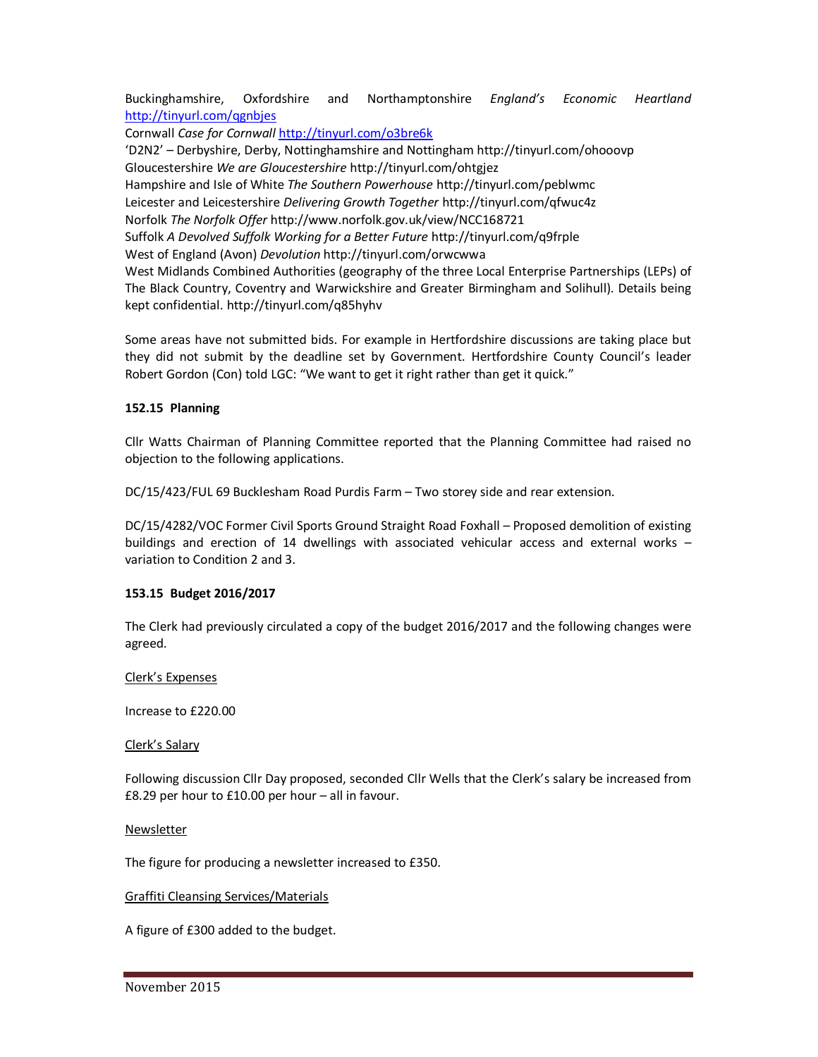Buckinghamshire, Oxfordshire and Northamptonshire *England's Economic Heartland* http://tinyurl.com/qgnbjes

Cornwall *Case for Cornwall* http://tinyurl.com/o3bre6k

'D2N2' – Derbyshire, Derby, Nottinghamshire and Nottingham http://tinyurl.com/ohooovp

Gloucestershire *We are Gloucestershire* http://tinyurl.com/ohtgjez

Hampshire and Isle of White *The Southern Powerhouse* http://tinyurl.com/peblwmc

Leicester and Leicestershire *Delivering Growth Together* http://tinyurl.com/qfwuc4z

Norfolk *The Norfolk Offer* http://www.norfolk.gov.uk/view/NCC168721

Suffolk *A Devolved Suffolk Working for a Better Future* http://tinyurl.com/q9frple

West of England (Avon) *Devolution* http://tinyurl.com/orwcwwa

West Midlands Combined Authorities (geography of the three Local Enterprise Partnerships (LEPs) of The Black Country, Coventry and Warwickshire and Greater Birmingham and Solihull). Details being kept confidential. http://tinyurl.com/q85hyhv

Some areas have not submitted bids. For example in Hertfordshire discussions are taking place but they did not submit by the deadline set by Government. Hertfordshire County Council's leader Robert Gordon (Con) told LGC: "We want to get it right rather than get it quick."

**152.15 Planning**

Cllr Watts Chairman of Planning Committee reported that the Planning Committee had raised no objection to the following applications.

DC/15/423/FUL 69 Bucklesham Road Purdis Farm – Two storey side and rear extension.

DC/15/4282/VOC Former Civil Sports Ground Straight Road Foxhall – Proposed demolition of existing buildings and erection of 14 dwellings with associated vehicular access and external works – variation to Condition 2 and 3.

**153.15 Budget 2016/2017**

The Clerk had previously circulated a copy of the budget 2016/2017 and the following changes were agreed.

<u>Clerk's Expenses</u>

Increase to £220.00

<u>Clerk's Salary</u>

Following discussion Cllr Day proposed, seconded Cllr Wells that the Clerk's salary be increased from £8.29 per hour to £10.00 per hour – all in favour.

<u>Newsletter</u>

The figure for producing a newsletter increased to £350.

<u>Graffiti Cleansing Services/Materials</u>

A figure of £300 added to the budget.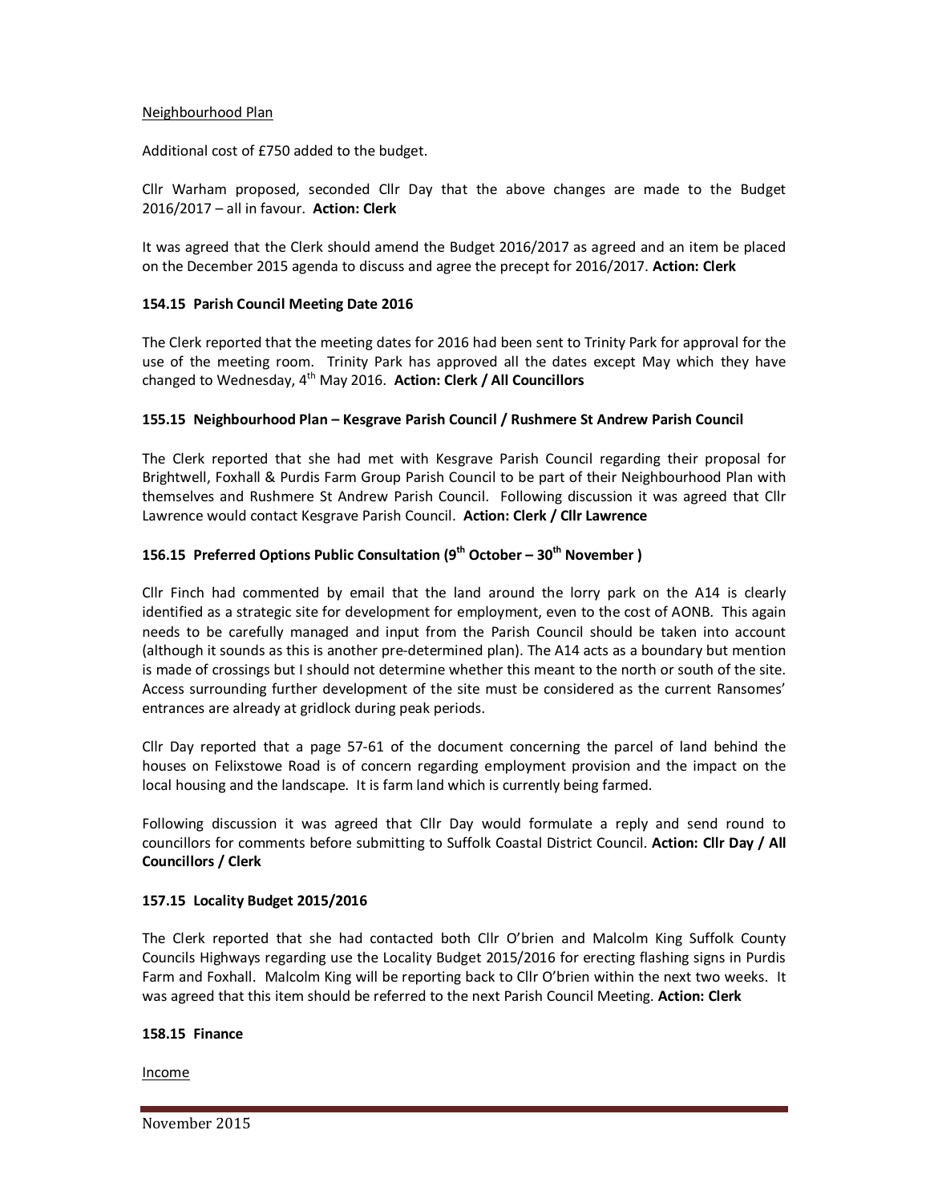Neighbourhood Plan

Additional cost of £750 added to the budget.

Cllr Warham proposed, seconded Cllr Day that the above changes are made to the Budget 2016/2017 – all in favour. **Action: Clerk**

It was agreed that the Clerk should amend the Budget 2016/2017 as agreed and an item be placed on the December 2015 agenda to discuss and agree the precept for 2016/2017. **Action: Clerk**

**154.15 Parish Council Meeting Date 2016**

The Clerk reported that the meeting dates for 2016 had been sent to Trinity Park for approval for the use of the meeting room. Trinity Park has approved all the dates except May which they have changed to Wednesday, 4th May 2016. **Action: Clerk / All Councillors**

**155.15 Neighbourhood Plan – Kesgrave Parish Council / Rushmere St Andrew Parish Council**

The Clerk reported that she had met with Kesgrave Parish Council regarding their proposal for Brightwell, Foxhall & Purdis Farm Group Parish Council to be part of their Neighbourhood Plan with themselves and Rushmere St Andrew Parish Council. Following discussion it was agreed that Cllr Lawrence would contact Kesgrave Parish Council. **Action: Clerk / Cllr Lawrence**

**156.15 Preferred Options Public Consultation (9th October – 30th November )**

Cllr Finch had commented by email that the land around the lorry park on the A14 is clearly identified as a strategic site for development for employment, even to the cost of AONB. This again needs to be carefully managed and input from the Parish Council should be taken into account (although it sounds as this is another pre-determined plan). The A14 acts as a boundary but mention is made of crossings but I should not determine whether this meant to the north or south of the site. Access surrounding further development of the site must be considered as the current Ransomes' entrances are already at gridlock during peak periods.

Cllr Day reported that a page 57-61 of the document concerning the parcel of land behind the houses on Felixstowe Road is of concern regarding employment provision and the impact on the local housing and the landscape. It is farm land which is currently being farmed.

Following discussion it was agreed that Cllr Day would formulate a reply and send round to councillors for comments before submitting to Suffolk Coastal District Council. **Action: Cllr Day / All Councillors / Clerk**

**157.15 Locality Budget 2015/2016**

The Clerk reported that she had contacted both Cllr O'brien and Malcolm King Suffolk County Councils Highways regarding use the Locality Budget 2015/2016 for erecting flashing signs in Purdis Farm and Foxhall. Malcolm King will be reporting back to Cllr O'brien within the next two weeks. It was agreed that this item should be referred to the next Parish Council Meeting. **Action: Clerk**

**158.15 Finance**

Income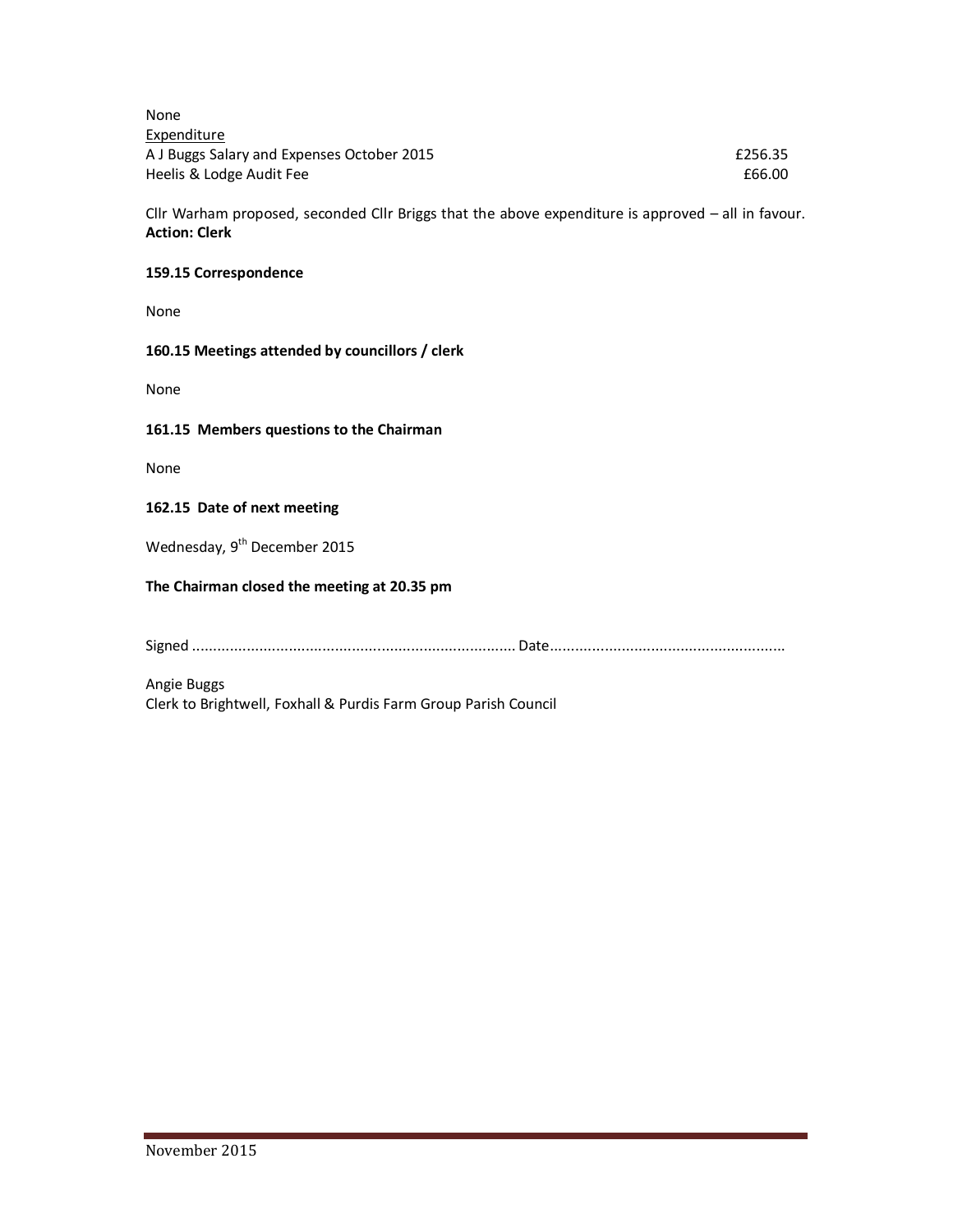None

<u>Expenditure</u>

| | |
|---|---|
| A J Buggs Salary and Expenses October 2015 | £256.35 |
| Heelis & Lodge Audit Fee | £66.00 |

Cllr Warham proposed, seconded Cllr Briggs that the above expenditure is approved – all in favour.
**Action: Clerk**

**159.15 Correspondence**

None

**160.15 Meetings attended by councillors / clerk**

None

**161.15 Members questions to the Chairman**

None

**162.15 Date of next meeting**

Wednesday, 9th December 2015

**The Chairman closed the meeting at 20.35 pm**

Signed ............................................................................ Date.......................................................

Angie Buggs
Clerk to Brightwell, Foxhall & Purdis Farm Group Parish Council